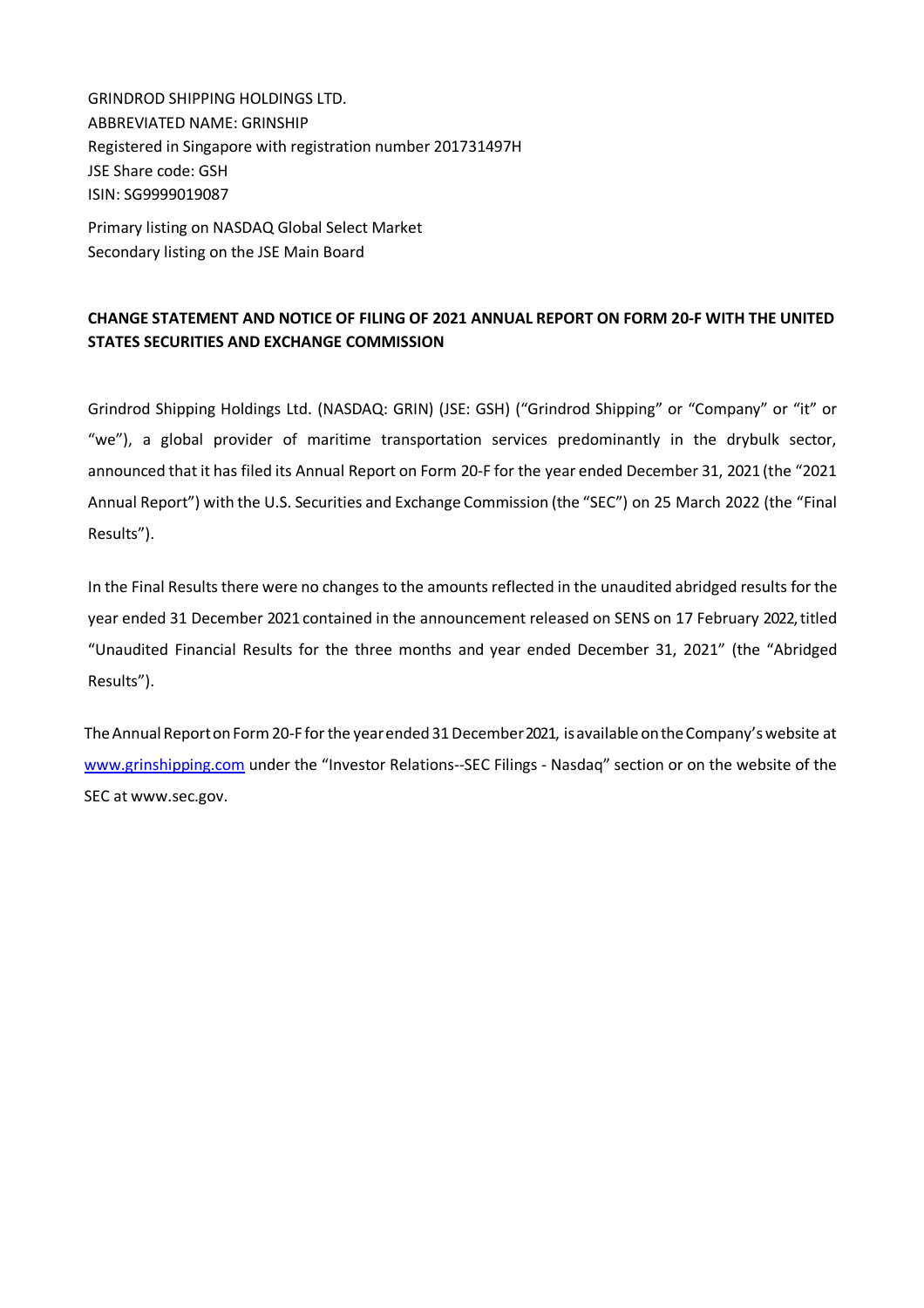GRINDROD SHIPPING HOLDINGS LTD.
ABBREVIATED NAME: GRINSHIP
Registered in Singapore with registration number 201731497H
JSE Share code: GSH
ISIN: SG9999019087

Primary listing on NASDAQ Global Select Market
Secondary listing on the JSE Main Board

**CHANGE STATEMENT AND NOTICE OF FILING OF 2021 ANNUAL REPORT ON FORM 20-F WITH THE UNITED STATES SECURITIES AND EXCHANGE COMMISSION**

Grindrod Shipping Holdings Ltd. (NASDAQ: GRIN) (JSE: GSH) ("Grindrod Shipping" or "Company" or "it" or "we"), a global provider of maritime transportation services predominantly in the drybulk sector, announced that it has filed its Annual Report on Form 20-F for the year ended December 31, 2021 (the "2021 Annual Report") with the U.S. Securities and Exchange Commission (the "SEC") on 25 March 2022 (the "Final Results").

In the Final Results there were no changes to the amounts reflected in the unaudited abridged results for the year ended 31 December 2021 contained in the announcement released on SENS on 17 February 2022, titled "Unaudited Financial Results for the three months and year ended December 31, 2021" (the "Abridged Results").

The Annual Report on Form 20-F for the year ended 31 December 2021, is available on the Company's website at [www.grinshipping.com](http://www.grinshipping.com) under the "Investor Relations--SEC Filings - Nasdaq" section or on the website of the SEC at www.sec.gov.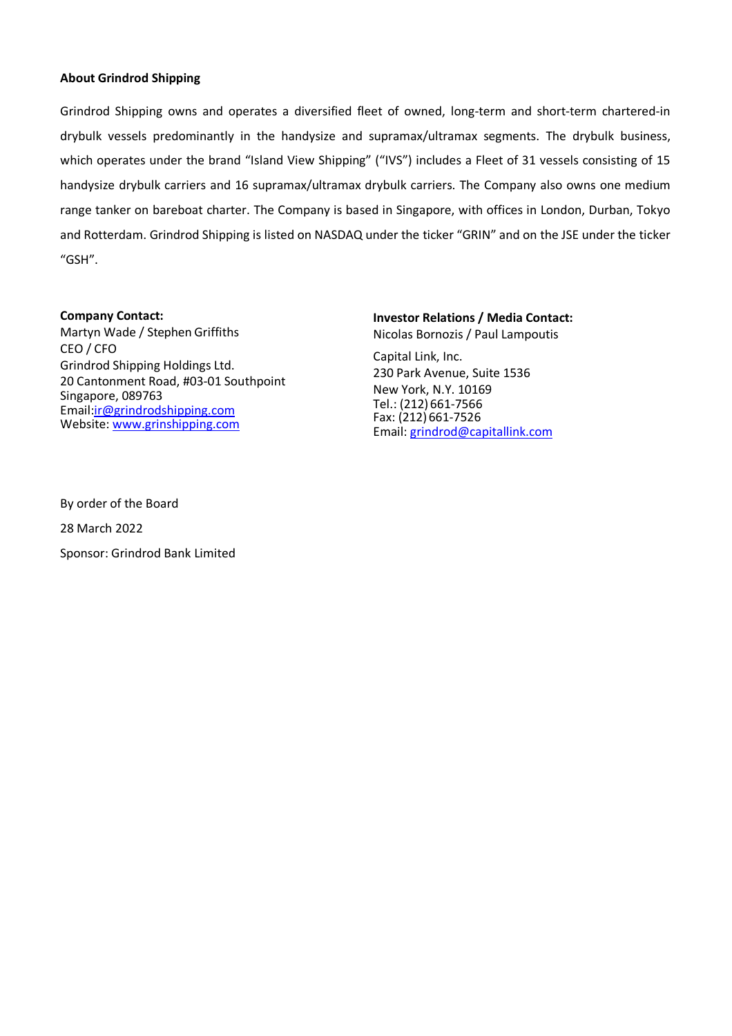**About Grindrod Shipping**

Grindrod Shipping owns and operates a diversified fleet of owned, long-term and short-term chartered-in drybulk vessels predominantly in the handysize and supramax/ultramax segments. The drybulk business, which operates under the brand "Island View Shipping" ("IVS") includes a Fleet of 31 vessels consisting of 15 handysize drybulk carriers and 16 supramax/ultramax drybulk carriers. The Company also owns one medium range tanker on bareboat charter. The Company is based in Singapore, with offices in London, Durban, Tokyo and Rotterdam. Grindrod Shipping is listed on NASDAQ under the ticker "GRIN" and on the JSE under the ticker "GSH".

**Company Contact:**
Martyn Wade / Stephen Griffiths
CEO / CFO
Grindrod Shipping Holdings Ltd.
20 Cantonment Road, #03-01 Southpoint
Singapore, 089763
Email:ir@grindrodshipping.com
Website: www.grinshipping.com

**Investor Relations / Media Contact:**
Nicolas Bornozis / Paul Lampoutis

Capital Link, Inc.
230 Park Avenue, Suite 1536
New York, N.Y. 10169
Tel.: (212) 661-7566
Fax: (212) 661-7526
Email: grindrod@capitallink.com

By order of the Board

28 March 2022

Sponsor: Grindrod Bank Limited